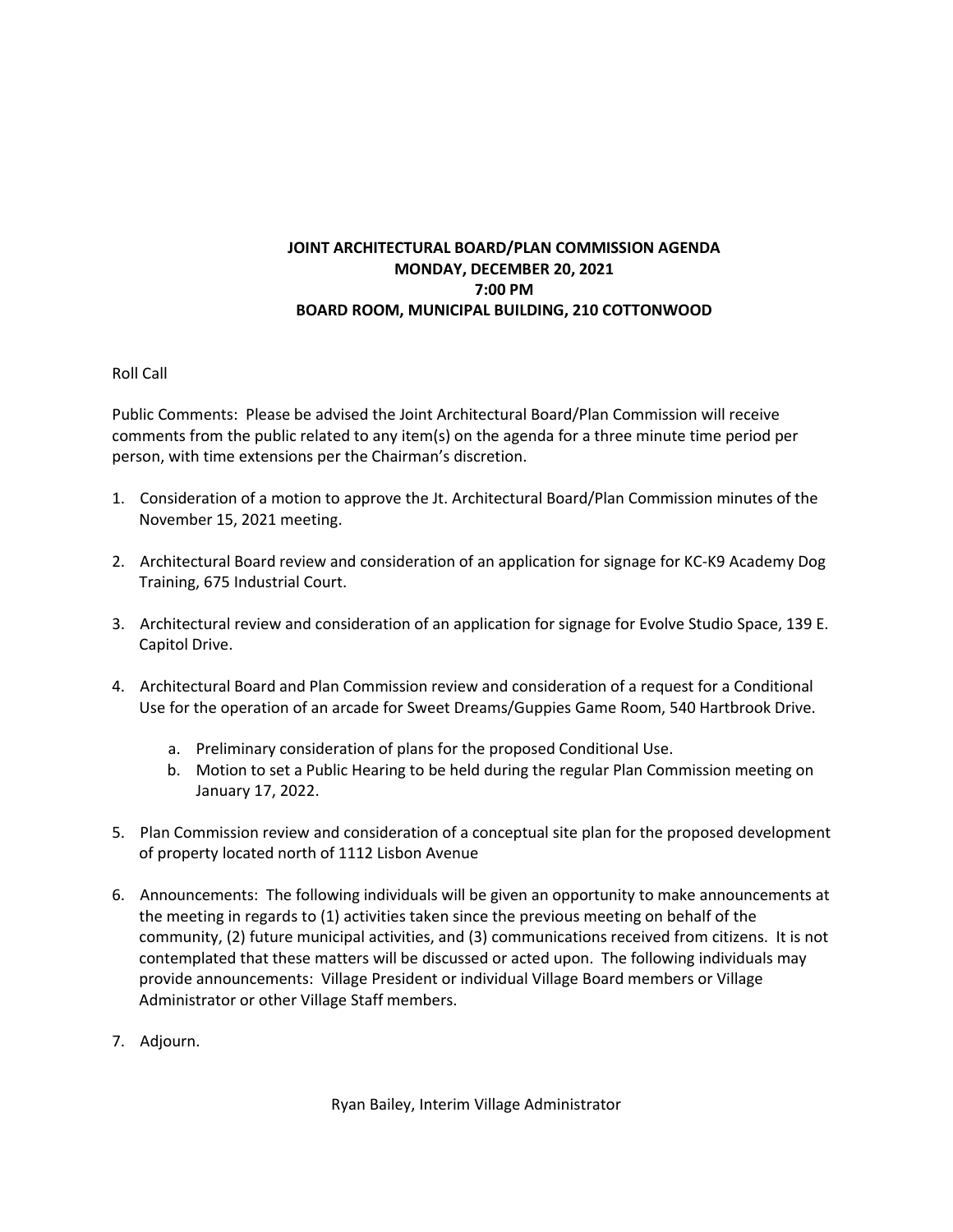**JOINT ARCHITECTURAL BOARD/PLAN COMMISSION AGENDA**
**MONDAY, DECEMBER 20, 2021**
**7:00 PM**
**BOARD ROOM, MUNICIPAL BUILDING, 210 COTTONWOOD**

Roll Call

Public Comments: Please be advised the Joint Architectural Board/Plan Commission will receive comments from the public related to any item(s) on the agenda for a three minute time period per person, with time extensions per the Chairman's discretion.

1. Consideration of a motion to approve the Jt. Architectural Board/Plan Commission minutes of the November 15, 2021 meeting.

2. Architectural Board review and consideration of an application for signage for KC-K9 Academy Dog Training, 675 Industrial Court.

3. Architectural review and consideration of an application for signage for Evolve Studio Space, 139 E. Capitol Drive.

4. Architectural Board and Plan Commission review and consideration of a request for a Conditional Use for the operation of an arcade for Sweet Dreams/Guppies Game Room, 540 Hartbrook Drive.

    a. Preliminary consideration of plans for the proposed Conditional Use.
    b. Motion to set a Public Hearing to be held during the regular Plan Commission meeting on January 17, 2022.

5. Plan Commission review and consideration of a conceptual site plan for the proposed development of property located north of 1112 Lisbon Avenue

6. Announcements: The following individuals will be given an opportunity to make announcements at the meeting in regards to (1) activities taken since the previous meeting on behalf of the community, (2) future municipal activities, and (3) communications received from citizens. It is not contemplated that these matters will be discussed or acted upon. The following individuals may provide announcements: Village President or individual Village Board members or Village Administrator or other Village Staff members.

7. Adjourn.

Ryan Bailey, Interim Village Administrator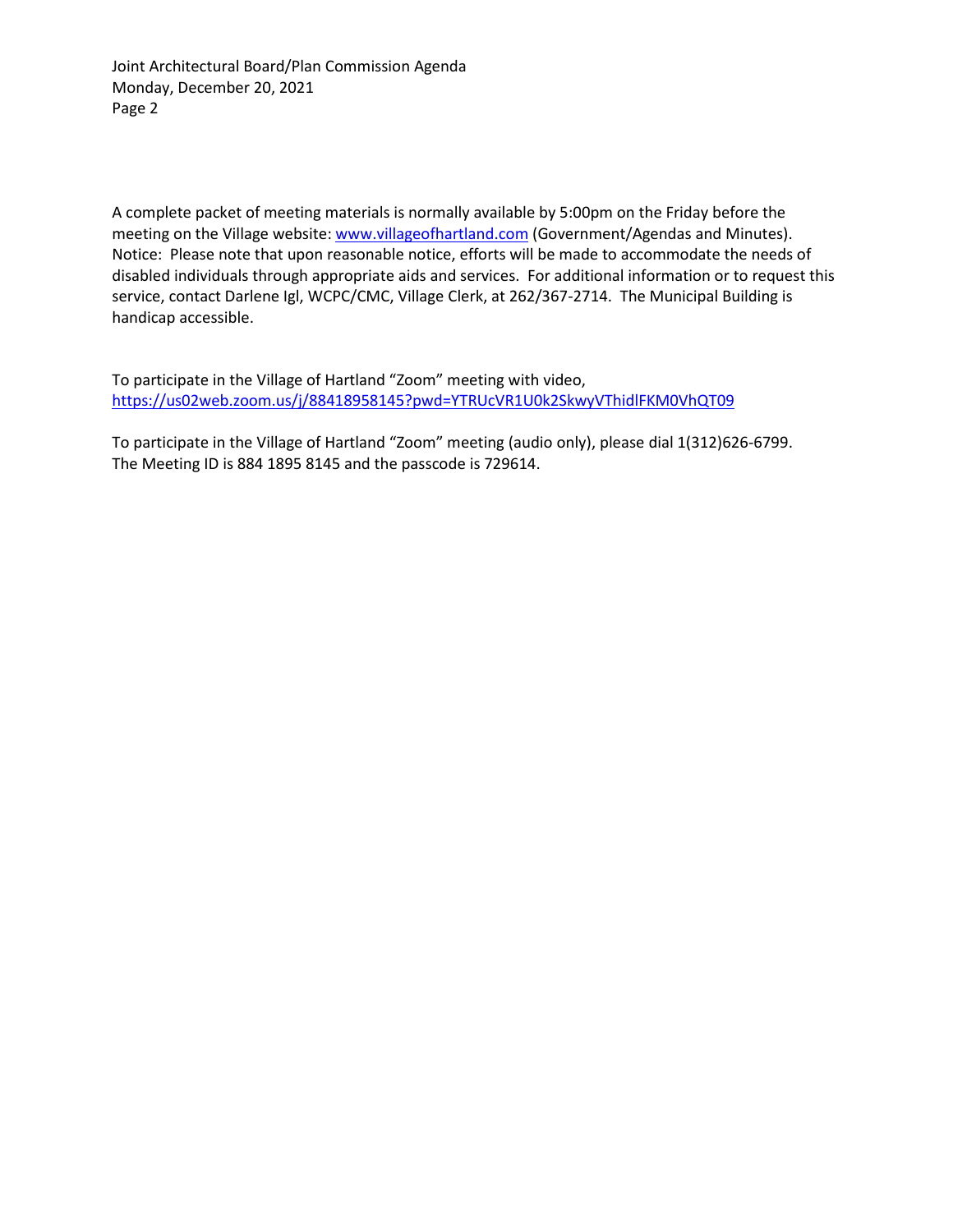A complete packet of meeting materials is normally available by 5:00pm on the Friday before the meeting on the Village website: www.villageofhartland.com (Government/Agendas and Minutes). Notice: Please note that upon reasonable notice, efforts will be made to accommodate the needs of disabled individuals through appropriate aids and services. For additional information or to request this service, contact Darlene Igl, WCPC/CMC, Village Clerk, at 262/367-2714. The Municipal Building is handicap accessible.

To participate in the Village of Hartland "Zoom" meeting with video, https://us02web.zoom.us/j/88418958145?pwd=YTRUcVR1U0k2SkwyVThidlFKM0VhQT09

To participate in the Village of Hartland "Zoom" meeting (audio only), please dial 1(312)626-6799. The Meeting ID is 884 1895 8145 and the passcode is 729614.